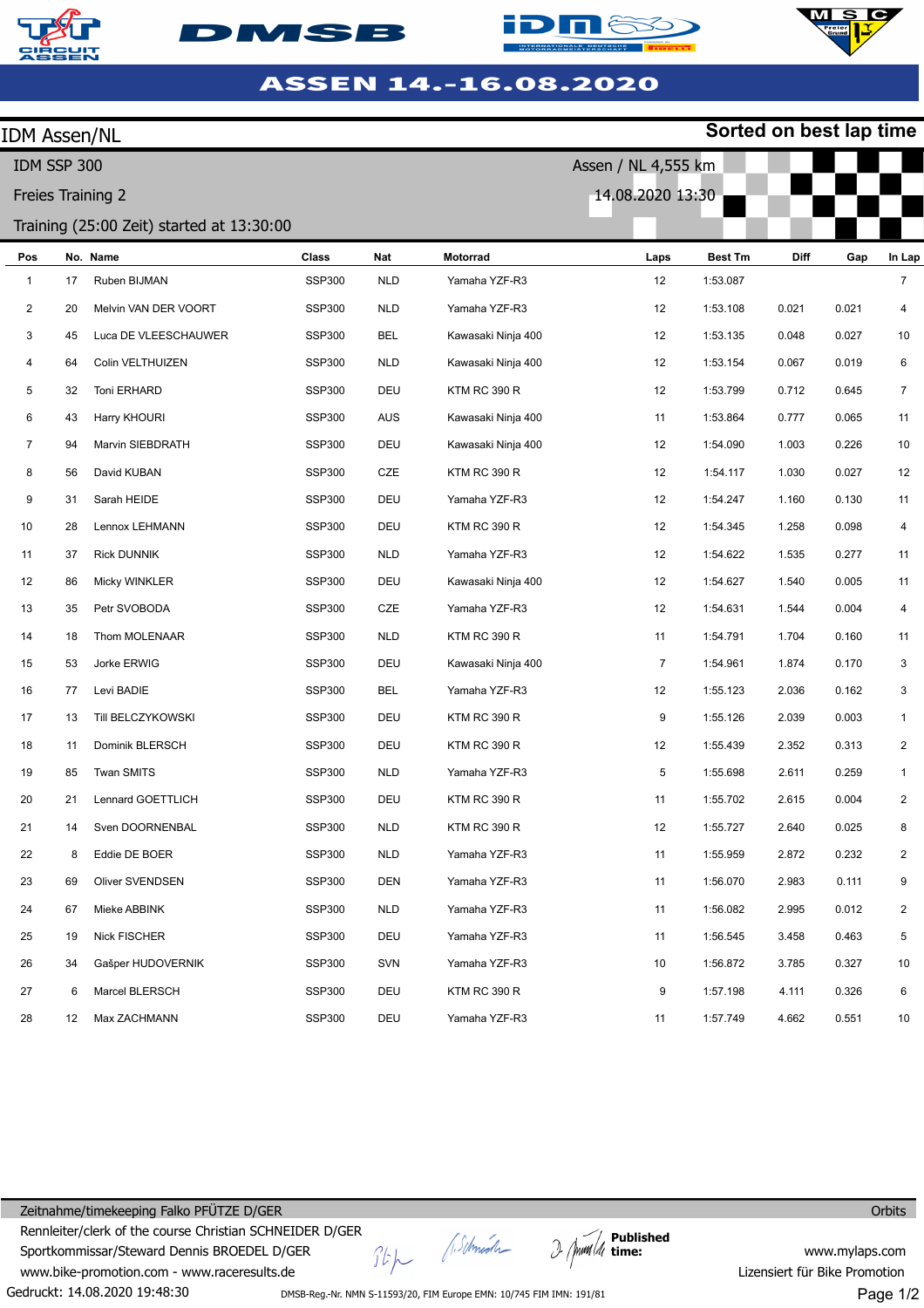# ASSEN 14.-16.08.2020

## IDM Assen/NL

**Sorted on best lap time**

IDM SSP 300

Freies Training 2

Training (25:00 Zeit) started at 13:30:00

Assen / NL 4,555 km

14.08.2020 13:30

| Pos | No. | Name | Class | Nat | Motorrad | Laps | Best Tm | Diff | Gap | In Lap |
|---|---|---|---|---|---|---|---|---|---|---|
| 1 | 17 | Ruben BIJMAN | SSP300 | NLD | Yamaha YZF-R3 | 12 | 1:53.087 | | | 7 |
| 2 | 20 | Melvin VAN DER VOORT | SSP300 | NLD | Yamaha YZF-R3 | 12 | 1:53.108 | 0.021 | 0.021 | 4 |
| 3 | 45 | Luca DE VLEESCHAUWER | SSP300 | BEL | Kawasaki Ninja 400 | 12 | 1:53.135 | 0.048 | 0.027 | 10 |
| 4 | 64 | Colin VELTHUIZEN | SSP300 | NLD | Kawasaki Ninja 400 | 12 | 1:53.154 | 0.067 | 0.019 | 6 |
| 5 | 32 | Toni ERHARD | SSP300 | DEU | KTM RC 390 R | 12 | 1:53.799 | 0.712 | 0.645 | 7 |
| 6 | 43 | Harry KHOURI | SSP300 | AUS | Kawasaki Ninja 400 | 11 | 1:53.864 | 0.777 | 0.065 | 11 |
| 7 | 94 | Marvin SIEBDRATH | SSP300 | DEU | Kawasaki Ninja 400 | 12 | 1:54.090 | 1.003 | 0.226 | 10 |
| 8 | 56 | David KUBAN | SSP300 | CZE | KTM RC 390 R | 12 | 1:54.117 | 1.030 | 0.027 | 12 |
| 9 | 31 | Sarah HEIDE | SSP300 | DEU | Yamaha YZF-R3 | 12 | 1:54.247 | 1.160 | 0.130 | 11 |
| 10 | 28 | Lennox LEHMANN | SSP300 | DEU | KTM RC 390 R | 12 | 1:54.345 | 1.258 | 0.098 | 4 |
| 11 | 37 | Rick DUNNIK | SSP300 | NLD | Yamaha YZF-R3 | 12 | 1:54.622 | 1.535 | 0.277 | 11 |
| 12 | 86 | Micky WINKLER | SSP300 | DEU | Kawasaki Ninja 400 | 12 | 1:54.627 | 1.540 | 0.005 | 11 |
| 13 | 35 | Petr SVOBODA | SSP300 | CZE | Yamaha YZF-R3 | 12 | 1:54.631 | 1.544 | 0.004 | 4 |
| 14 | 18 | Thom MOLENAAR | SSP300 | NLD | KTM RC 390 R | 11 | 1:54.791 | 1.704 | 0.160 | 11 |
| 15 | 53 | Jorke ERWIG | SSP300 | DEU | Kawasaki Ninja 400 | 7 | 1:54.961 | 1.874 | 0.170 | 3 |
| 16 | 77 | Levi BADIE | SSP300 | BEL | Yamaha YZF-R3 | 12 | 1:55.123 | 2.036 | 0.162 | 3 |
| 17 | 13 | Till BELCZYKOWSKI | SSP300 | DEU | KTM RC 390 R | 9 | 1:55.126 | 2.039 | 0.003 | 1 |
| 18 | 11 | Dominik BLERSCH | SSP300 | DEU | KTM RC 390 R | 12 | 1:55.439 | 2.352 | 0.313 | 2 |
| 19 | 85 | Twan SMITS | SSP300 | NLD | Yamaha YZF-R3 | 5 | 1:55.698 | 2.611 | 0.259 | 1 |
| 20 | 21 | Lennard GOETTLICH | SSP300 | DEU | KTM RC 390 R | 11 | 1:55.702 | 2.615 | 0.004 | 2 |
| 21 | 14 | Sven DOORNENBAL | SSP300 | NLD | KTM RC 390 R | 12 | 1:55.727 | 2.640 | 0.025 | 8 |
| 22 | 8 | Eddie DE BOER | SSP300 | NLD | Yamaha YZF-R3 | 11 | 1:55.959 | 2.872 | 0.232 | 2 |
| 23 | 69 | Oliver SVENDSEN | SSP300 | DEN | Yamaha YZF-R3 | 11 | 1:56.070 | 2.983 | 0.111 | 9 |
| 24 | 67 | Mieke ABBINK | SSP300 | NLD | Yamaha YZF-R3 | 11 | 1:56.082 | 2.995 | 0.012 | 2 |
| 25 | 19 | Nick FISCHER | SSP300 | DEU | Yamaha YZF-R3 | 11 | 1:56.545 | 3.458 | 0.463 | 5 |
| 26 | 34 | Gašper HUDOVERNIK | SSP300 | SVN | Yamaha YZF-R3 | 10 | 1:56.872 | 3.785 | 0.327 | 10 |
| 27 | 6 | Marcel BLERSCH | SSP300 | DEU | KTM RC 390 R | 9 | 1:57.198 | 4.111 | 0.326 | 6 |
| 28 | 12 | Max ZACHMANN | SSP300 | DEU | Yamaha YZF-R3 | 11 | 1:57.749 | 4.662 | 0.551 | 10 |

Zeitnahme/timekeeping Falko PFÜTZE D/GER

Rennleiter/clerk of the course Christian SCHNEIDER D/GER

Sportkommissar/Steward Dennis BROEDEL D/GER

www.bike-promotion.com - www.raceresults.de

**Published time:**

Orbits

www.mylaps.com

Lizensiert für Bike Promotion

Gedruckt: 14.08.2020 19:48:30

DMSB-Reg.-Nr. NMN S-11593/20, FIM Europe EMN: 10/745 FIM IMN: 191/81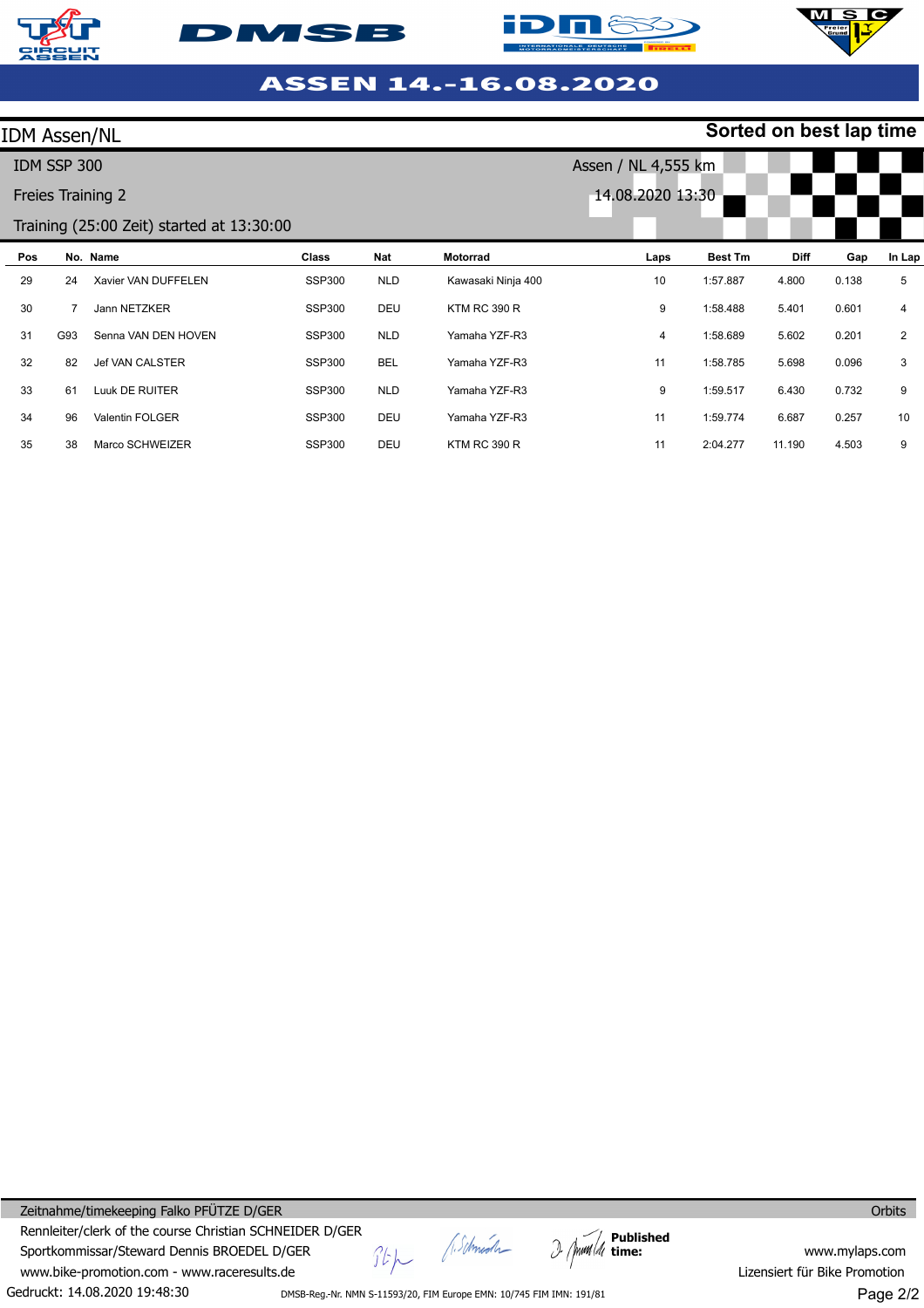# ASSEN 14.-16.08.2020

## IDM Assen/NL

**Sorted on best lap time**

IDM SSP 300

Freies Training 2

Training (25:00 Zeit) started at 13:30:00

Assen / NL 4,555 km

14.08.2020 13:30

| Pos | No. | Name | Class | Nat | Motorrad | Laps | Best Tm | Diff | Gap | In Lap |
|---|---|---|---|---|---|---|---|---|---|---|
| 29 | 24 | Xavier VAN DUFFELEN | SSP300 | NLD | Kawasaki Ninja 400 | 10 | 1:57.887 | 4.800 | 0.138 | 5 |
| 30 | 7 | Jann NETZKER | SSP300 | DEU | KTM RC 390 R | 9 | 1:58.488 | 5.401 | 0.601 | 4 |
| 31 | G93 | Senna VAN DEN HOVEN | SSP300 | NLD | Yamaha YZF-R3 | 4 | 1:58.689 | 5.602 | 0.201 | 2 |
| 32 | 82 | Jef VAN CALSTER | SSP300 | BEL | Yamaha YZF-R3 | 11 | 1:58.785 | 5.698 | 0.096 | 3 |
| 33 | 61 | Luuk DE RUITER | SSP300 | NLD | Yamaha YZF-R3 | 9 | 1:59.517 | 6.430 | 0.732 | 9 |
| 34 | 96 | Valentin FOLGER | SSP300 | DEU | Yamaha YZF-R3 | 11 | 1:59.774 | 6.687 | 0.257 | 10 |
| 35 | 38 | Marco SCHWEIZER | SSP300 | DEU | KTM RC 390 R | 11 | 2:04.277 | 11.190 | 4.503 | 9 |

Zeitnahme/timekeeping Falko PFÜTZE D/GER

Rennleiter/clerk of the course Christian SCHNEIDER D/GER

Sportkommissar/Steward Dennis BROEDEL D/GER

www.bike-promotion.com - www.raceresults.de

Gedruckt: 14.08.2020 19:48:30

**Published time:**

Orbits

www.mylaps.com

Lizensiert für Bike Promotion

DMSB-Reg.-Nr. NMN S-11593/20, FIM Europe EMN: 10/745 FIM IMN: 191/81